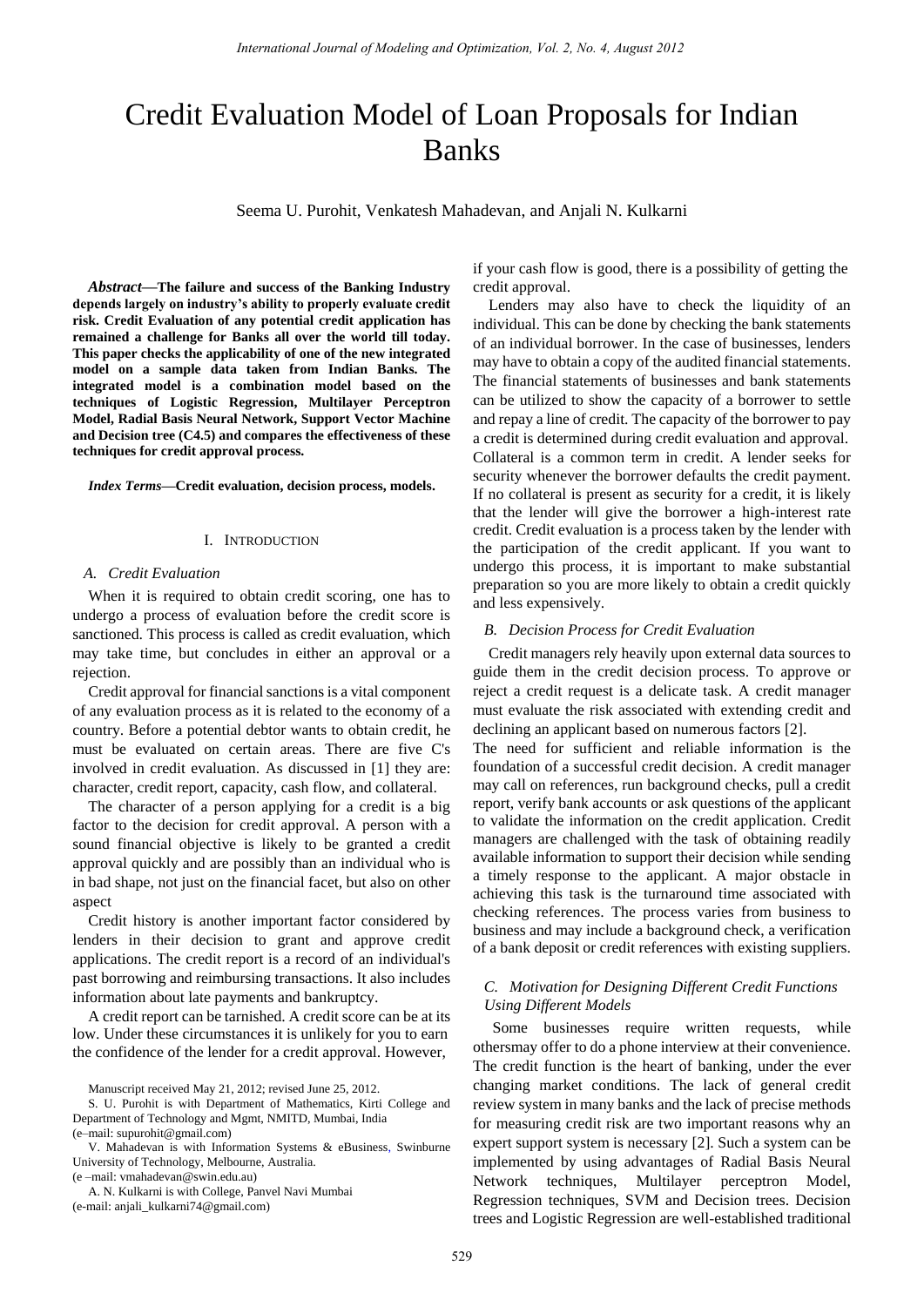# Credit Evaluation Model of Loan Proposals for Indian Banks

Seema U. Purohit, Venkatesh Mahadevan, and Anjali N. Kulkarni

***Abstract*—The failure and success of the Banking Industry depends largely on industry's ability to properly evaluate credit risk. Credit Evaluation of any potential credit application has remained a challenge for Banks all over the world till today. This paper checks the applicability of one of the new integrated model on a sample data taken from Indian Banks. The integrated model is a combination model based on the techniques of Logistic Regression, Multilayer Perceptron Model, Radial Basis Neural Network, Support Vector Machine and Decision tree (C4.5) and compares the effectiveness of these techniques for credit approval process.**

***Index Terms*—Credit evaluation, decision process, models.**

## I. Introduction

### A. Credit Evaluation

When it is required to obtain credit scoring, one has to undergo a process of evaluation before the credit score is sanctioned. This process is called as credit evaluation, which may take time, but concludes in either an approval or a rejection.

Credit approval for financial sanctions is a vital component of any evaluation process as it is related to the economy of a country. Before a potential debtor wants to obtain credit, he must be evaluated on certain areas. There are five C's involved in credit evaluation. As discussed in [1] they are: character, credit report, capacity, cash flow, and collateral.

The character of a person applying for a credit is a big factor to the decision for credit approval. A person with a sound financial objective is likely to be granted a credit approval quickly and are possibly than an individual who is in bad shape, not just on the financial facet, but also on other aspect

Credit history is another important factor considered by lenders in their decision to grant and approve credit applications. The credit report is a record of an individual's past borrowing and reimbursing transactions. It also includes information about late payments and bankruptcy.

A credit report can be tarnished. A credit score can be at its low. Under these circumstances it is unlikely for you to earn the confidence of the lender for a credit approval. However, if your cash flow is good, there is a possibility of getting the credit approval.

Lenders may also have to check the liquidity of an individual. This can be done by checking the bank statements of an individual borrower. In the case of businesses, lenders may have to obtain a copy of the audited financial statements. The financial statements of businesses and bank statements can be utilized to show the capacity of a borrower to settle and repay a line of credit. The capacity of the borrower to pay a credit is determined during credit evaluation and approval. Collateral is a common term in credit. A lender seeks for security whenever the borrower defaults the credit payment. If no collateral is present as security for a credit, it is likely that the lender will give the borrower a high-interest rate credit. Credit evaluation is a process taken by the lender with the participation of the credit applicant. If you want to undergo this process, it is important to make substantial preparation so you are more likely to obtain a credit quickly and less expensively.

### B. Decision Process for Credit Evaluation

Credit managers rely heavily upon external data sources to guide them in the credit decision process. To approve or reject a credit request is a delicate task. A credit manager must evaluate the risk associated with extending credit and declining an applicant based on numerous factors [2].

The need for sufficient and reliable information is the foundation of a successful credit decision. A credit manager may call on references, run background checks, pull a credit report, verify bank accounts or ask questions of the applicant to validate the information on the credit application. Credit managers are challenged with the task of obtaining readily available information to support their decision while sending a timely response to the applicant. A major obstacle in achieving this task is the turnaround time associated with checking references. The process varies from business to business and may include a background check, a verification of a bank deposit or credit references with existing suppliers.

### C. Motivation for Designing Different Credit Functions Using Different Models

Some businesses require written requests, while othersmay offer to do a phone interview at their convenience. The credit function is the heart of banking, under the ever changing market conditions. The lack of general credit review system in many banks and the lack of precise methods for measuring credit risk are two important reasons why an expert support system is necessary [2]. Such a system can be implemented by using advantages of Radial Basis Neural Network techniques, Multilayer perceptron Model, Regression techniques, SVM and Decision trees. Decision trees and Logistic Regression are well-established traditional

Manuscript received May 21, 2012; revised June 25, 2012.

S. U. Purohit is with Department of Mathematics, Kirti College and Department of Technology and Mgmt, NMITD, Mumbai, India (e–mail: supurohit@gmail.com)

V. Mahadevan is with Information Systems & eBusiness, Swinburne University of Technology, Melbourne, Australia. (e –mail: vmahadevan@swin.edu.au)

A. N. Kulkarni is with College, Panvel Navi Mumbai (e-mail: anjali_kulkarni74@gmail.com)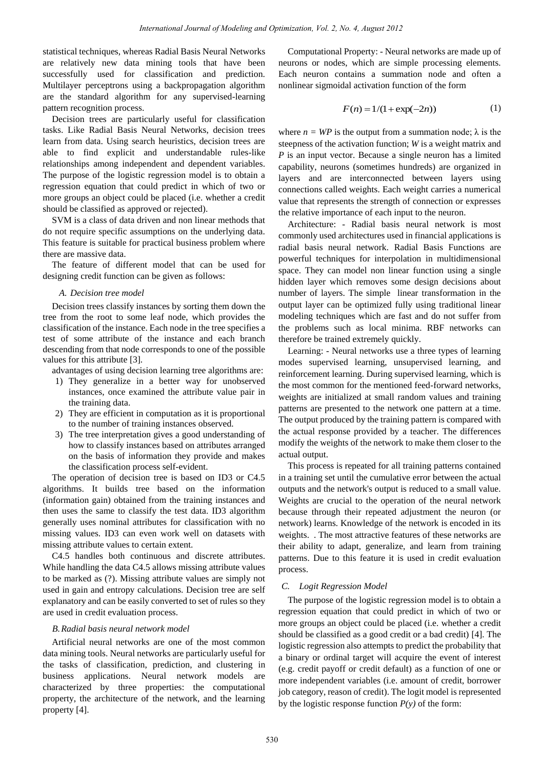statistical techniques, whereas Radial Basis Neural Networks are relatively new data mining tools that have been successfully used for classification and prediction. Multilayer perceptrons using a backpropagation algorithm are the standard algorithm for any supervised-learning pattern recognition process.

Decision trees are particularly useful for classification tasks. Like Radial Basis Neural Networks, decision trees learn from data. Using search heuristics, decision trees are able to find explicit and understandable rules-like relationships among independent and dependent variables. The purpose of the logistic regression model is to obtain a regression equation that could predict in which of two or more groups an object could be placed (i.e. whether a credit should be classified as approved or rejected).

SVM is a class of data driven and non linear methods that do not require specific assumptions on the underlying data. This feature is suitable for practical business problem where there are massive data.

The feature of different model that can be used for designing credit function can be given as follows:

### *A. Decision tree model*

Decision trees classify instances by sorting them down the tree from the root to some leaf node, which provides the classification of the instance. Each node in the tree specifies a test of some attribute of the instance and each branch descending from that node corresponds to one of the possible values for this attribute [3].

advantages of using decision learning tree algorithms are:

1) They generalize in a better way for unobserved instances, once examined the attribute value pair in the training data.
2) They are efficient in computation as it is proportional to the number of training instances observed.
3) The tree interpretation gives a good understanding of how to classify instances based on attributes arranged on the basis of information they provide and makes the classification process self-evident.

The operation of decision tree is based on ID3 or C4.5 algorithms. It builds tree based on the information (information gain) obtained from the training instances and then uses the same to classify the test data. ID3 algorithm generally uses nominal attributes for classification with no missing values. ID3 can even work well on datasets with missing attribute values to certain extent.

C4.5 handles both continuous and discrete attributes. While handling the data C4.5 allows missing attribute values to be marked as (?). Missing attribute values are simply not used in gain and entropy calculations. Decision tree are self explanatory and can be easily converted to set of rules so they are used in credit evaluation process.

### *B. Radial basis neural network model*

Artificial neural networks are one of the most common data mining tools. Neural networks are particularly useful for the tasks of classification, prediction, and clustering in business applications. Neural network models are characterized by three properties: the computational property, the architecture of the network, and the learning property [4].

Computational Property: - Neural networks are made up of neurons or nodes, which are simple processing elements. Each neuron contains a summation node and often a nonlinear sigmoidal activation function of the form

$$F(n) = 1/(1+\exp(-2n)) \tag{1}$$

where $n = WP$ is the output from a summation node; $\lambda$ is the steepness of the activation function; $W$ is a weight matrix and $P$ is an input vector. Because a single neuron has a limited capability, neurons (sometimes hundreds) are organized in layers and are interconnected between layers using connections called weights. Each weight carries a numerical value that represents the strength of connection or expresses the relative importance of each input to the neuron.

Architecture: - Radial basis neural network is most commonly used architectures used in financial applications is radial basis neural network. Radial Basis Functions are powerful techniques for interpolation in multidimensional space. They can model non linear function using a single hidden layer which removes some design decisions about number of layers. The simple linear transformation in the output layer can be optimized fully using traditional linear modeling techniques which are fast and do not suffer from the problems such as local minima. RBF networks can therefore be trained extremely quickly.

Learning: - Neural networks use a three types of learning modes supervised learning, unsupervised learning, and reinforcement learning. During supervised learning, which is the most common for the mentioned feed-forward networks, weights are initialized at small random values and training patterns are presented to the network one pattern at a time. The output produced by the training pattern is compared with the actual response provided by a teacher. The differences modify the weights of the network to make them closer to the actual output.

This process is repeated for all training patterns contained in a training set until the cumulative error between the actual outputs and the network's output is reduced to a small value. Weights are crucial to the operation of the neural network because through their repeated adjustment the neuron (or network) learns. Knowledge of the network is encoded in its weights. . The most attractive features of these networks are their ability to adapt, generalize, and learn from training patterns. Due to this feature it is used in credit evaluation process.

### *C. Logit Regression Model*

The purpose of the logistic regression model is to obtain a regression equation that could predict in which of two or more groups an object could be placed (i.e. whether a credit should be classified as a good credit or a bad credit) [4]. The logistic regression also attempts to predict the probability that a binary or ordinal target will acquire the event of interest (e.g. credit payoff or credit default) as a function of one or more independent variables (i.e. amount of credit, borrower job category, reason of credit). The logit model is represented by the logistic response function $P(y)$ of the form: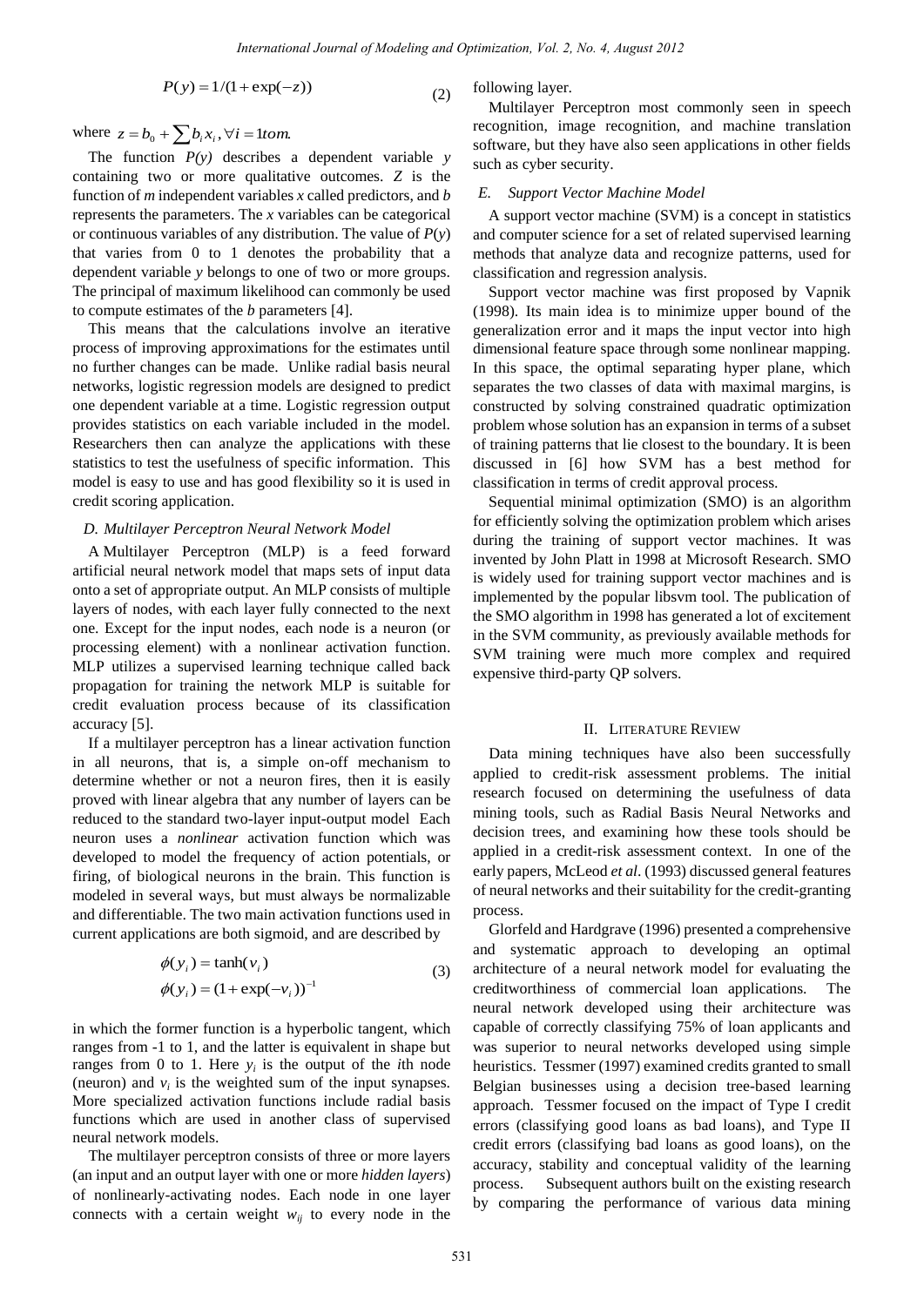$$P(y) = 1/(1+\exp(-z)) \quad (2)$$

where $z = b_0 + \sum b_i x_i, \forall i = 1 to m.$

The function $P(y)$ describes a dependent variable $y$ containing two or more qualitative outcomes. $Z$ is the function of $m$ independent variables $x$ called predictors, and $b$ represents the parameters. The $x$ variables can be categorical or continuous variables of any distribution. The value of $P(y)$ that varies from 0 to 1 denotes the probability that a dependent variable $y$ belongs to one of two or more groups. The principal of maximum likelihood can commonly be used to compute estimates of the $b$ parameters [4].

This means that the calculations involve an iterative process of improving approximations for the estimates until no further changes can be made. Unlike radial basis neural networks, logistic regression models are designed to predict one dependent variable at a time. Logistic regression output provides statistics on each variable included in the model. Researchers then can analyze the applications with these statistics to test the usefulness of specific information. This model is easy to use and has good flexibility so it is used in credit scoring application.

### D. Multilayer Perceptron Neural Network Model

A Multilayer Perceptron (MLP) is a feed forward artificial neural network model that maps sets of input data onto a set of appropriate output. An MLP consists of multiple layers of nodes, with each layer fully connected to the next one. Except for the input nodes, each node is a neuron (or processing element) with a nonlinear activation function. MLP utilizes a supervised learning technique called back propagation for training the network MLP is suitable for credit evaluation process because of its classification accuracy [5].

If a multilayer perceptron has a linear activation function in all neurons, that is, a simple on-off mechanism to determine whether or not a neuron fires, then it is easily proved with linear algebra that any number of layers can be reduced to the standard two-layer input-output model Each neuron uses a *nonlinear* activation function which was developed to model the frequency of action potentials, or firing, of biological neurons in the brain. This function is modeled in several ways, but must always be normalizable and differentiable. The two main activation functions used in current applications are both sigmoid, and are described by

$$\phi(y_i) = \tanh(v_i)$$
$$\phi(y_i) = (1+\exp(-v_i))^{-1} \quad (3)$$

in which the former function is a hyperbolic tangent, which ranges from -1 to 1, and the latter is equivalent in shape but ranges from 0 to 1. Here $y_i$ is the output of the $i$th node (neuron) and $v_i$ is the weighted sum of the input synapses. More specialized activation functions include radial basis functions which are used in another class of supervised neural network models.

The multilayer perceptron consists of three or more layers (an input and an output layer with one or more *hidden layers*) of nonlinearly-activating nodes. Each node in one layer connects with a certain weight $w_{ij}$ to every node in the following layer.

Multilayer Perceptron most commonly seen in speech recognition, image recognition, and machine translation software, but they have also seen applications in other fields such as cyber security.

### E. Support Vector Machine Model

A support vector machine (SVM) is a concept in statistics and computer science for a set of related supervised learning methods that analyze data and recognize patterns, used for classification and regression analysis.

Support vector machine was first proposed by Vapnik (1998). Its main idea is to minimize upper bound of the generalization error and it maps the input vector into high dimensional feature space through some nonlinear mapping. In this space, the optimal separating hyper plane, which separates the two classes of data with maximal margins, is constructed by solving constrained quadratic optimization problem whose solution has an expansion in terms of a subset of training patterns that lie closest to the boundary. It is been discussed in [6] how SVM has a best method for classification in terms of credit approval process.

Sequential minimal optimization (SMO) is an algorithm for efficiently solving the optimization problem which arises during the training of support vector machines. It was invented by John Platt in 1998 at Microsoft Research. SMO is widely used for training support vector machines and is implemented by the popular libsvm tool. The publication of the SMO algorithm in 1998 has generated a lot of excitement in the SVM community, as previously available methods for SVM training were much more complex and required expensive third-party QP solvers.

## II. Literature Review

Data mining techniques have also been successfully applied to credit-risk assessment problems. The initial research focused on determining the usefulness of data mining tools, such as Radial Basis Neural Networks and decision trees, and examining how these tools should be applied in a credit-risk assessment context. In one of the early papers, McLeod *et al*. (1993) discussed general features of neural networks and their suitability for the credit-granting process.

Glorfeld and Hardgrave (1996) presented a comprehensive and systematic approach to developing an optimal architecture of a neural network model for evaluating the creditworthiness of commercial loan applications. The neural network developed using their architecture was capable of correctly classifying 75% of loan applicants and was superior to neural networks developed using simple heuristics. Tessmer (1997) examined credits granted to small Belgian businesses using a decision tree-based learning approach. Tessmer focused on the impact of Type I credit errors (classifying good loans as bad loans), and Type II credit errors (classifying bad loans as good loans), on the accuracy, stability and conceptual validity of the learning process. Subsequent authors built on the existing research by comparing the performance of various data mining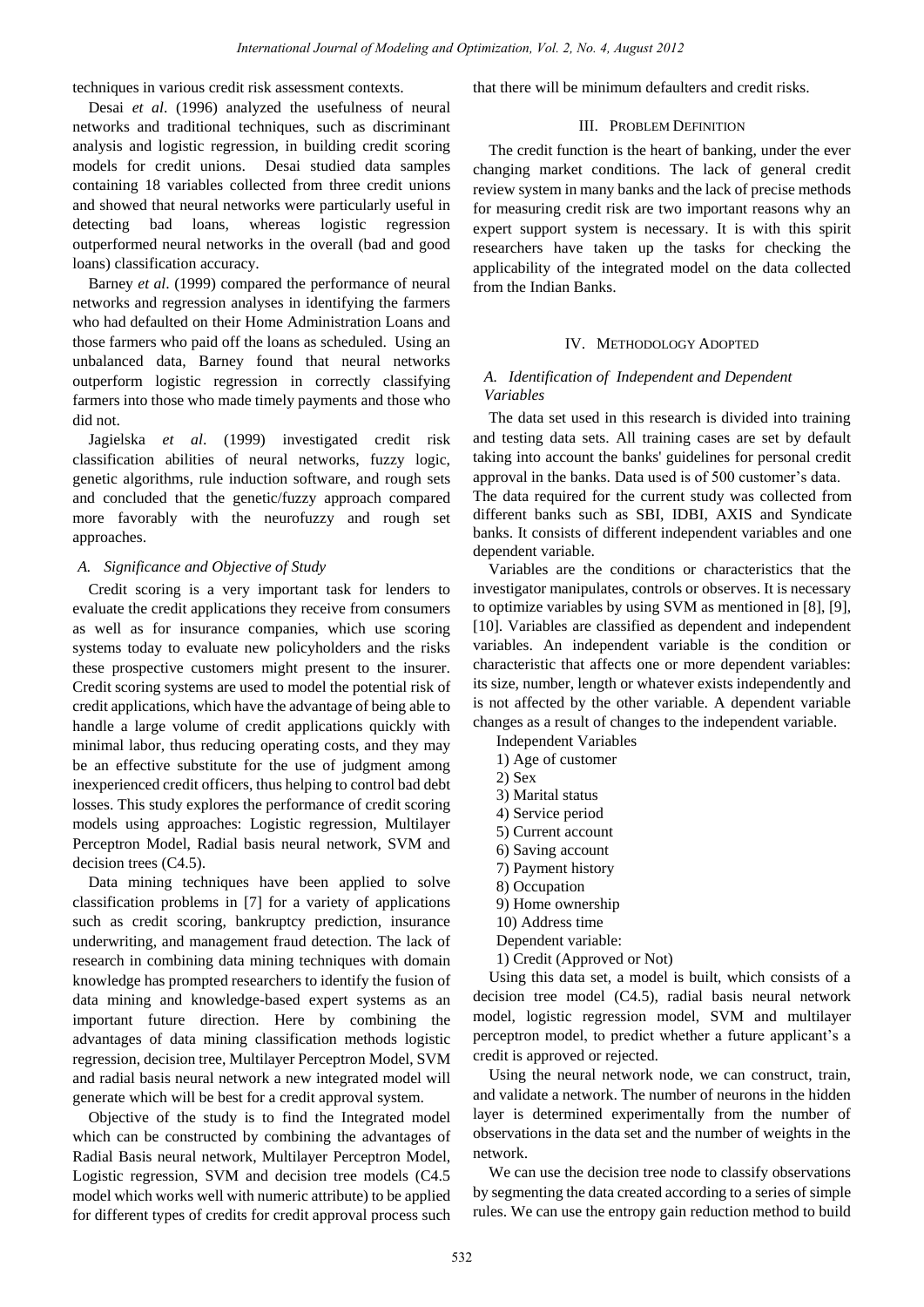techniques in various credit risk assessment contexts.

Desai *et al*. (1996) analyzed the usefulness of neural networks and traditional techniques, such as discriminant analysis and logistic regression, in building credit scoring models for credit unions. Desai studied data samples containing 18 variables collected from three credit unions and showed that neural networks were particularly useful in detecting bad loans, whereas logistic regression outperformed neural networks in the overall (bad and good loans) classification accuracy.

Barney *et al*. (1999) compared the performance of neural networks and regression analyses in identifying the farmers who had defaulted on their Home Administration Loans and those farmers who paid off the loans as scheduled. Using an unbalanced data, Barney found that neural networks outperform logistic regression in correctly classifying farmers into those who made timely payments and those who did not.

Jagielska *et al*. (1999) investigated credit risk classification abilities of neural networks, fuzzy logic, genetic algorithms, rule induction software, and rough sets and concluded that the genetic/fuzzy approach compared more favorably with the neurofuzzy and rough set approaches.

### *A. Significance and Objective of Study*

Credit scoring is a very important task for lenders to evaluate the credit applications they receive from consumers as well as for insurance companies, which use scoring systems today to evaluate new policyholders and the risks these prospective customers might present to the insurer. Credit scoring systems are used to model the potential risk of credit applications, which have the advantage of being able to handle a large volume of credit applications quickly with minimal labor, thus reducing operating costs, and they may be an effective substitute for the use of judgment among inexperienced credit officers, thus helping to control bad debt losses. This study explores the performance of credit scoring models using approaches: Logistic regression, Multilayer Perceptron Model, Radial basis neural network, SVM and decision trees (C4.5).

Data mining techniques have been applied to solve classification problems in [7] for a variety of applications such as credit scoring, bankruptcy prediction, insurance underwriting, and management fraud detection. The lack of research in combining data mining techniques with domain knowledge has prompted researchers to identify the fusion of data mining and knowledge-based expert systems as an important future direction. Here by combining the advantages of data mining classification methods logistic regression, decision tree, Multilayer Perceptron Model, SVM and radial basis neural network a new integrated model will generate which will be best for a credit approval system.

Objective of the study is to find the Integrated model which can be constructed by combining the advantages of Radial Basis neural network, Multilayer Perceptron Model, Logistic regression, SVM and decision tree models (C4.5 model which works well with numeric attribute) to be applied for different types of credits for credit approval process such that there will be minimum defaulters and credit risks.

## III. Problem Definition

The credit function is the heart of banking, under the ever changing market conditions. The lack of general credit review system in many banks and the lack of precise methods for measuring credit risk are two important reasons why an expert support system is necessary. It is with this spirit researchers have taken up the tasks for checking the applicability of the integrated model on the data collected from the Indian Banks.

## IV. Methodology Adopted

### *A. Identification of Independent and Dependent Variables*

The data set used in this research is divided into training and testing data sets. All training cases are set by default taking into account the banks' guidelines for personal credit approval in the banks. Data used is of 500 customer's data. The data required for the current study was collected from different banks such as SBI, IDBI, AXIS and Syndicate banks. It consists of different independent variables and one dependent variable.

Variables are the conditions or characteristics that the investigator manipulates, controls or observes. It is necessary to optimize variables by using SVM as mentioned in [8], [9], [10]. Variables are classified as dependent and independent variables. An independent variable is the condition or characteristic that affects one or more dependent variables: its size, number, length or whatever exists independently and is not affected by the other variable. A dependent variable changes as a result of changes to the independent variable.

Independent Variables

1) Age of customer
2) Sex
3) Marital status
4) Service period
5) Current account
6) Saving account
7) Payment history
8) Occupation
9) Home ownership
10) Address time

Dependent variable:

1) Credit (Approved or Not)

Using this data set, a model is built, which consists of a decision tree model (C4.5), radial basis neural network model, logistic regression model, SVM and multilayer perceptron model, to predict whether a future applicant's a credit is approved or rejected.

Using the neural network node, we can construct, train, and validate a network. The number of neurons in the hidden layer is determined experimentally from the number of observations in the data set and the number of weights in the network.

We can use the decision tree node to classify observations by segmenting the data created according to a series of simple rules. We can use the entropy gain reduction method to build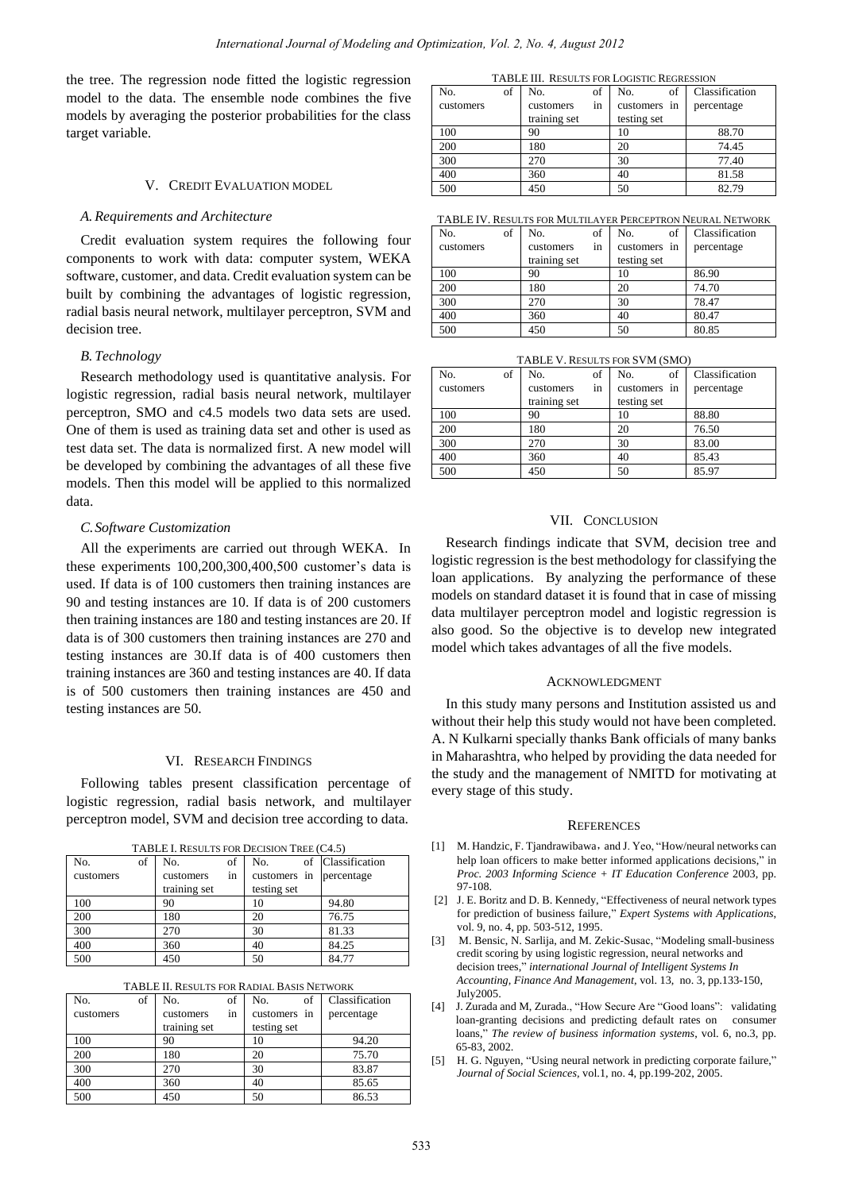the tree. The regression node fitted the logistic regression model to the data. The ensemble node combines the five models by averaging the posterior probabilities for the class target variable.

## V. Credit Evaluation Model

### *A. Requirements and Architecture*

Credit evaluation system requires the following four components to work with data: computer system, WEKA software, customer, and data. Credit evaluation system can be built by combining the advantages of logistic regression, radial basis neural network, multilayer perceptron, SVM and decision tree.

### *B. Technology*

Research methodology used is quantitative analysis. For logistic regression, radial basis neural network, multilayer perceptron, SMO and c4.5 models two data sets are used. One of them is used as training data set and other is used as test data set. The data is normalized first. A new model will be developed by combining the advantages of all these five models. Then this model will be applied to this normalized data.

### *C. Software Customization*

All the experiments are carried out through WEKA. In these experiments 100,200,300,400,500 customer's data is used. If data is of 100 customers then training instances are 90 and testing instances are 10. If data is of 200 customers then training instances are 180 and testing instances are 20. If data is of 300 customers then training instances are 270 and testing instances are 30.If data is of 400 customers then training instances are 360 and testing instances are 40. If data is of 500 customers then training instances are 450 and testing instances are 50.

## VI. Research Findings

Following tables present classification percentage of logistic regression, radial basis network, and multilayer perceptron model, SVM and decision tree according to data.

TABLE I. Results for Decision Tree (C4.5)

| No. of customers | No. of customers in training set | No. of customers in testing set | Classification percentage |
|---|---|---|---|
| 100 | 90 | 10 | 94.80 |
| 200 | 180 | 20 | 76.75 |
| 300 | 270 | 30 | 81.33 |
| 400 | 360 | 40 | 84.25 |
| 500 | 450 | 50 | 84.77 |

TABLE II. Results for Radial Basis Network

| No. of customers | No. of customers in training set | No. of customers in testing set | Classification percentage |
|---|---|---|---|
| 100 | 90 | 10 | 94.20 |
| 200 | 180 | 20 | 75.70 |
| 300 | 270 | 30 | 83.87 |
| 400 | 360 | 40 | 85.65 |
| 500 | 450 | 50 | 86.53 |

TABLE III. Results for Logistic Regression

| No. of customers | No. of customers in training set | No. of customers in testing set | Classification percentage |
|---|---|---|---|
| 100 | 90 | 10 | 88.70 |
| 200 | 180 | 20 | 74.45 |
| 300 | 270 | 30 | 77.40 |
| 400 | 360 | 40 | 81.58 |
| 500 | 450 | 50 | 82.79 |

TABLE IV. Results for Multilayer Perceptron Neural Network

| No. of customers | No. of customers in training set | No. of customers in testing set | Classification percentage |
|---|---|---|---|
| 100 | 90 | 10 | 86.90 |
| 200 | 180 | 20 | 74.70 |
| 300 | 270 | 30 | 78.47 |
| 400 | 360 | 40 | 80.47 |
| 500 | 450 | 50 | 80.85 |

TABLE V. Results for SVM (SMO)

| No. of customers | No. of customers in training set | No. of customers in testing set | Classification percentage |
|---|---|---|---|
| 100 | 90 | 10 | 88.80 |
| 200 | 180 | 20 | 76.50 |
| 300 | 270 | 30 | 83.00 |
| 400 | 360 | 40 | 85.43 |
| 500 | 450 | 50 | 85.97 |

## VII. Conclusion

Research findings indicate that SVM, decision tree and logistic regression is the best methodology for classifying the loan applications. By analyzing the performance of these models on standard dataset it is found that in case of missing data multilayer perceptron model and logistic regression is also good. So the objective is to develop new integrated model which takes advantages of all the five models.

## Acknowledgment

In this study many persons and Institution assisted us and without their help this study would not have been completed. A. N Kulkarni specially thanks Bank officials of many banks in Maharashtra, who helped by providing the data needed for the study and the management of NMITD for motivating at every stage of this study.

## References

[1] M. Handzic, F. Tjandrawibawa, and J. Yeo, "How/neural networks can help loan officers to make better informed applications decisions," in *Proc. 2003 Informing Science + IT Education Conference* 2003, pp. 97-108.

[2] J. E. Boritz and D. B. Kennedy, "Effectiveness of neural network types for prediction of business failure," *Expert Systems with Applications*, vol. 9, no. 4, pp. 503-512, 1995.

[3] M. Bensic, N. Sarlija, and M. Zekic-Susac, "Modeling small-business credit scoring by using logistic regression, neural networks and decision trees," *international Journal of Intelligent Systems In Accounting, Finance And Management*, vol. 13, no. 3, pp.133-150, July2005.

[4] J. Zurada and M, Zurada., "How Secure Are "Good loans": validating loan-granting decisions and predicting default rates on consumer loans," *The review of business information systems*, vol. 6, no.3, pp. 65-83, 2002.

[5] H. G. Nguyen, "Using neural network in predicting corporate failure," *Journal of Social Sciences*, vol.1, no. 4, pp.199-202, 2005.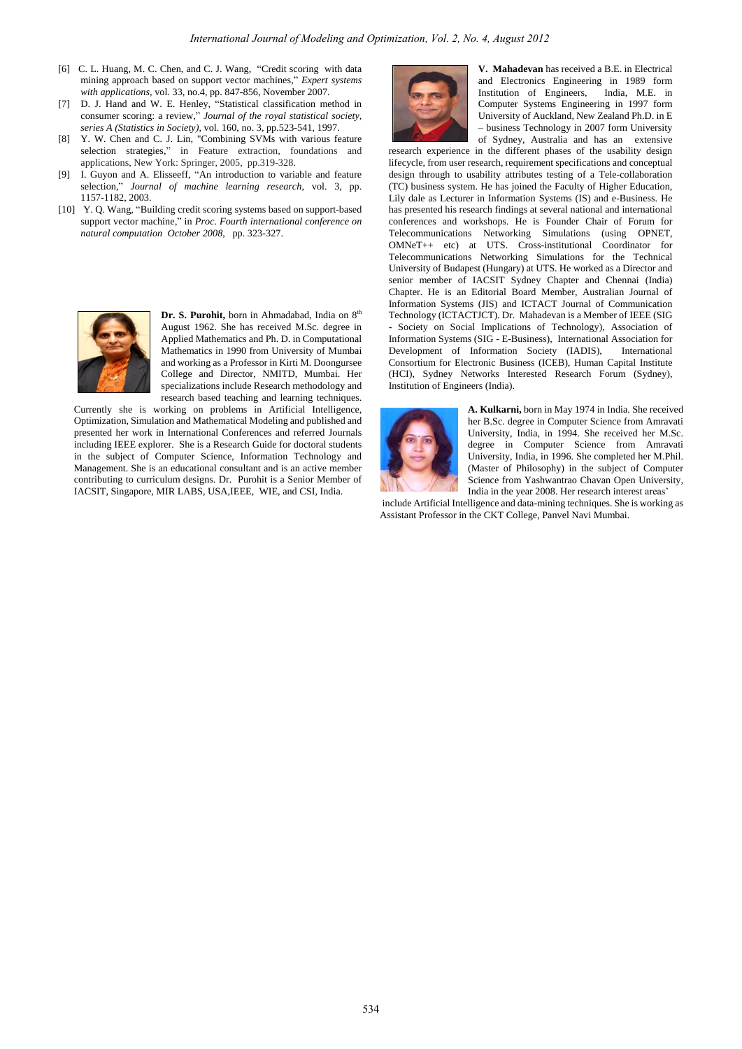[6] C. L. Huang, M. C. Chen, and C. J. Wang, "Credit scoring with data mining approach based on support vector machines," *Expert systems with applications*, vol. 33, no.4, pp. 847-856, November 2007.

[7] D. J. Hand and W. E. Henley, "Statistical classification method in consumer scoring: a review," *Journal of the royal statistical society, series A (Statistics in Society)*, vol. 160, no. 3, pp.523-541, 1997.

[8] Y. W. Chen and C. J. Lin, "Combining SVMs with various feature selection strategies," in Feature extraction, foundations and applications, New York: Springer, 2005, pp.319-328.

[9] I. Guyon and A. Elisseeff, "An introduction to variable and feature selection," *Journal of machine learning research*, vol. 3, pp. 1157-1182, 2003.

[10] Y. Q. Wang, "Building credit scoring systems based on support-based support vector machine," in *Proc. Fourth international conference on natural computation October 2008*, pp. 323-327.

**Dr. S. Purohit,** born in Ahmadabad, India on 8th August 1962. She has received M.Sc. degree in Applied Mathematics and Ph. D. in Computational Mathematics in 1990 from University of Mumbai and working as a Professor in Kirti M. Doongursee College and Director, NMITD, Mumbai. Her specializations include Research methodology and research based teaching and learning techniques. Currently she is working on problems in Artificial Intelligence, Optimization, Simulation and Mathematical Modeling and published and presented her work in International Conferences and referred Journals including IEEE explorer. She is a Research Guide for doctoral students in the subject of Computer Science, Information Technology and Management. She is an educational consultant and is an active member contributing to curriculum designs. Dr. Purohit is a Senior Member of IACSIT, Singapore, MIR LABS, USA,IEEE, WIE, and CSI, India.

**V. Mahadevan** has received a B.E. in Electrical and Electronics Engineering in 1989 form Institution of Engineers, India, M.E. in Computer Systems Engineering in 1997 form University of Auckland, New Zealand Ph.D. in E – business Technology in 2007 form University of Sydney, Australia and has an extensive research experience in the different phases of the usability design lifecycle, from user research, requirement specifications and conceptual design through to usability attributes testing of a Tele-collaboration (TC) business system. He has joined the Faculty of Higher Education, Lily dale as Lecturer in Information Systems (IS) and e-Business. He has presented his research findings at several national and international conferences and workshops. He is Founder Chair of Forum for Telecommunications Networking Simulations (using OPNET, OMNeT++ etc) at UTS. Cross-institutional Coordinator for Telecommunications Networking Simulations for the Technical University of Budapest (Hungary) at UTS. He worked as a Director and senior member of IACSIT Sydney Chapter and Chennai (India) Chapter. He is an Editorial Board Member, Australian Journal of Information Systems (JIS) and ICTACT Journal of Communication Technology (ICTACTJCT). Dr. Mahadevan is a Member of IEEE (SIG - Society on Social Implications of Technology), Association of Information Systems (SIG - E-Business), International Association for Development of Information Society (IADIS), International Consortium for Electronic Business (ICEB), Human Capital Institute (HCI), Sydney Networks Interested Research Forum (Sydney), Institution of Engineers (India).

**A. Kulkarni,** born in May 1974 in India. She received her B.Sc. degree in Computer Science from Amravati University, India, in 1994. She received her M.Sc. degree in Computer Science from Amravati University, India, in 1996. She completed her M.Phil. (Master of Philosophy) in the subject of Computer Science from Yashwantrao Chavan Open University, India in the year 2008. Her research interest areas' include Artificial Intelligence and data-mining techniques. She is working as Assistant Professor in the CKT College, Panvel Navi Mumbai.